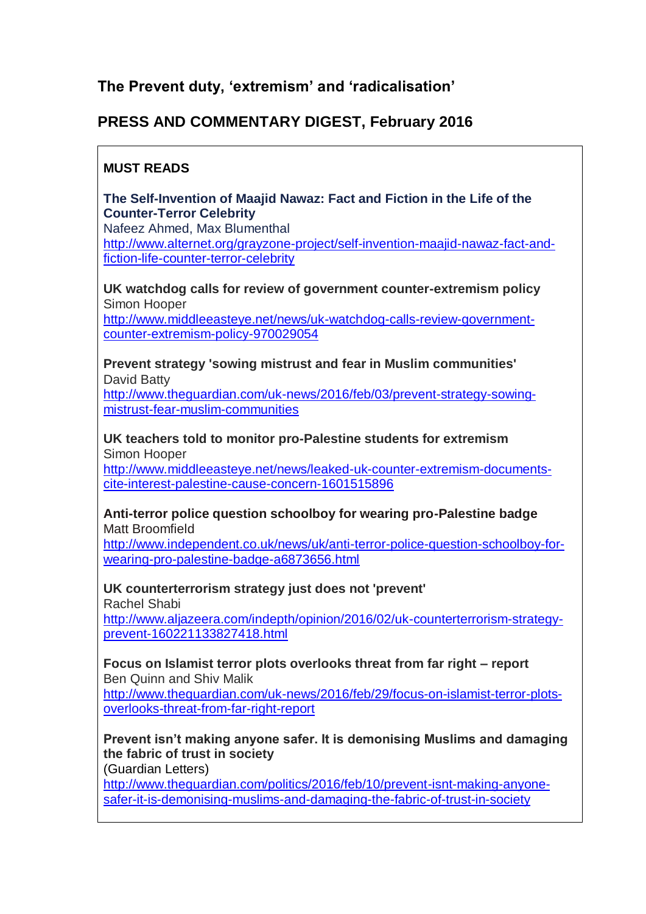## The Prevent duty, 'extremism' and 'radicalisation'

## PRESS AND COMMENTARY DIGEST, February 2016

### MUST READS

**The Self-Invention of Maajid Nawaz: Fact and Fiction in the Life of the Counter-Terror Celebrity**
Nafeez Ahmed, Max Blumenthal
http://www.alternet.org/grayzone-project/self-invention-maajid-nawaz-fact-and-fiction-life-counter-terror-celebrity

**UK watchdog calls for review of government counter-extremism policy**
Simon Hooper
http://www.middleeasteye.net/news/uk-watchdog-calls-review-government-counter-extremism-policy-970029054

**Prevent strategy 'sowing mistrust and fear in Muslim communities'**
David Batty
http://www.theguardian.com/uk-news/2016/feb/03/prevent-strategy-sowing-mistrust-fear-muslim-communities

**UK teachers told to monitor pro-Palestine students for extremism**
Simon Hooper
http://www.middleeasteye.net/news/leaked-uk-counter-extremism-documents-cite-interest-palestine-cause-concern-1601515896

**Anti-terror police question schoolboy for wearing pro-Palestine badge**
Matt Broomfield
http://www.independent.co.uk/news/uk/anti-terror-police-question-schoolboy-for-wearing-pro-palestine-badge-a6873656.html

**UK counterterrorism strategy just does not 'prevent'**
Rachel Shabi
http://www.aljazeera.com/indepth/opinion/2016/02/uk-counterterrorism-strategy-prevent-160221133827418.html

**Focus on Islamist terror plots overlooks threat from far right – report**
Ben Quinn and Shiv Malik
http://www.theguardian.com/uk-news/2016/feb/29/focus-on-islamist-terror-plots-overlooks-threat-from-far-right-report

**Prevent isn't making anyone safer. It is demonising Muslims and damaging the fabric of trust in society**
(Guardian Letters)
http://www.theguardian.com/politics/2016/feb/10/prevent-isnt-making-anyone-safer-it-is-demonising-muslims-and-damaging-the-fabric-of-trust-in-society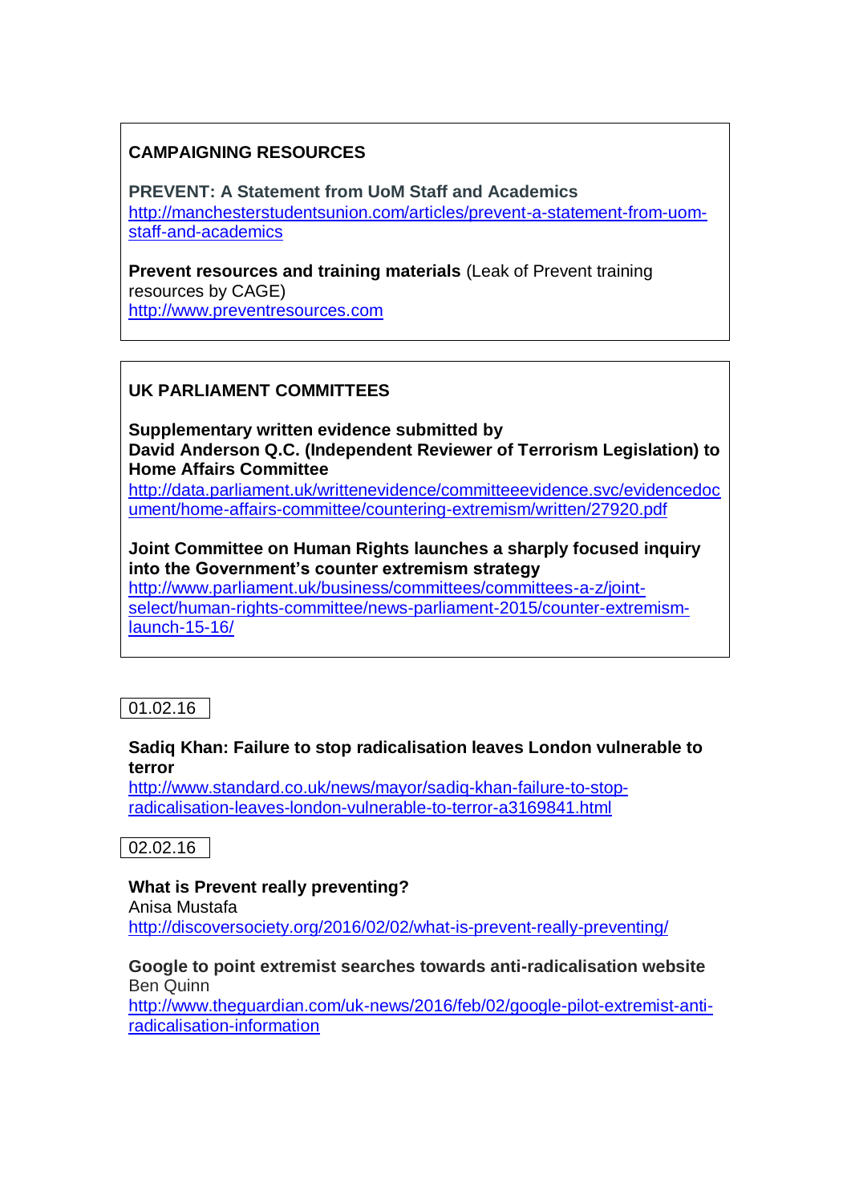## CAMPAIGNING RESOURCES

**PREVENT: A Statement from UoM Staff and Academics**
http://manchesterstudentsunion.com/articles/prevent-a-statement-from-uom-staff-and-academics

**Prevent resources and training materials** (Leak of Prevent training resources by CAGE)
http://www.preventresources.com

## UK PARLIAMENT COMMITTEES

**Supplementary written evidence submitted by David Anderson Q.C. (Independent Reviewer of Terrorism Legislation) to Home Affairs Committee**
http://data.parliament.uk/writtenevidence/committeeevidence.svc/evidencedocument/home-affairs-committee/countering-extremism/written/27920.pdf

**Joint Committee on Human Rights launches a sharply focused inquiry into the Government's counter extremism strategy**
http://www.parliament.uk/business/committees/committees-a-z/joint-select/human-rights-committee/news-parliament-2015/counter-extremism-launch-15-16/

01.02.16

**Sadiq Khan: Failure to stop radicalisation leaves London vulnerable to terror**
http://www.standard.co.uk/news/mayor/sadiq-khan-failure-to-stop-radicalisation-leaves-london-vulnerable-to-terror-a3169841.html

02.02.16

**What is Prevent really preventing?**
Anisa Mustafa
http://discoversociety.org/2016/02/02/what-is-prevent-really-preventing/

**Google to point extremist searches towards anti-radicalisation website**
Ben Quinn
http://www.theguardian.com/uk-news/2016/feb/02/google-pilot-extremist-anti-radicalisation-information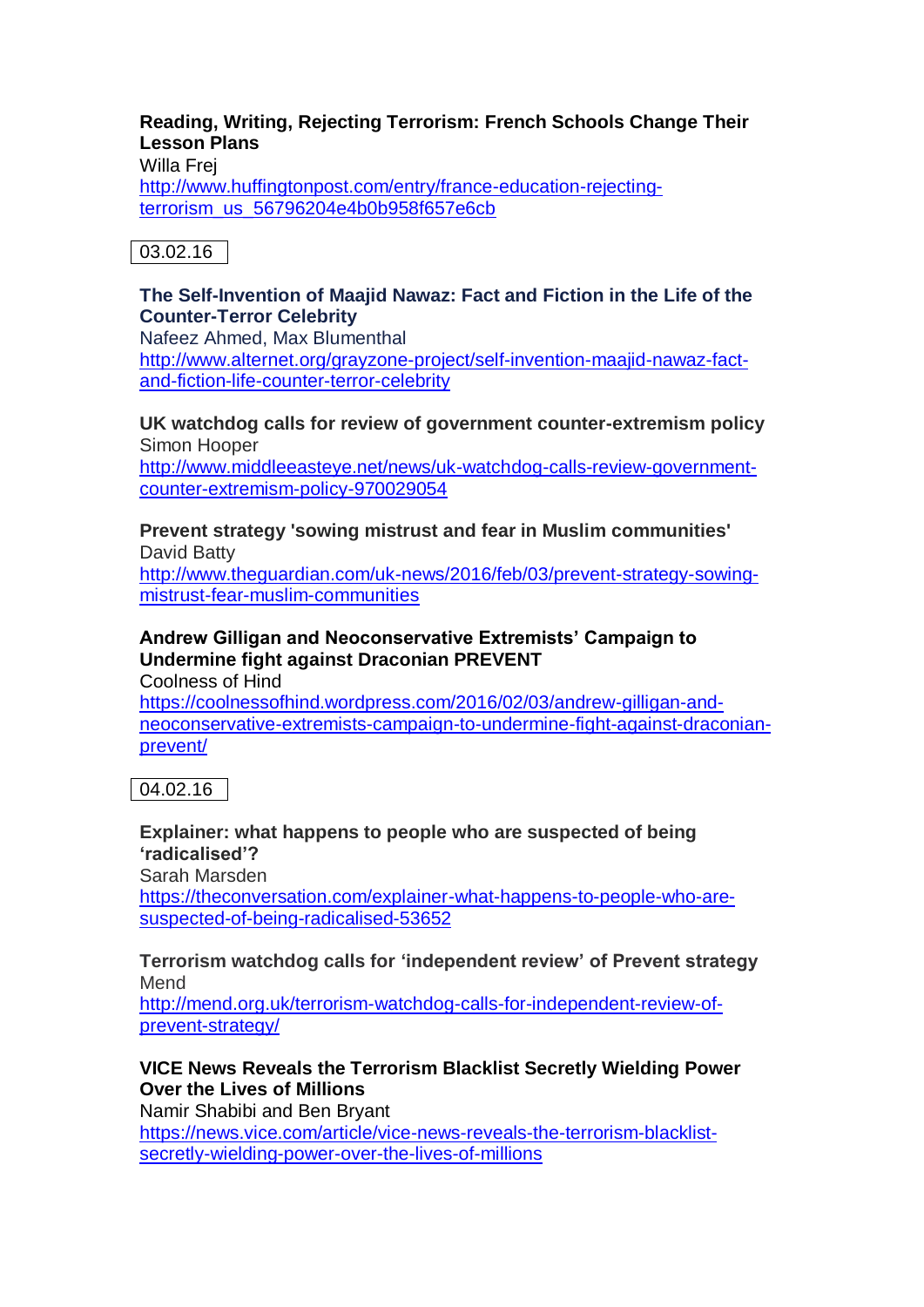**Reading, Writing, Rejecting Terrorism: French Schools Change Their Lesson Plans**
Willa Frej
http://www.huffingtonpost.com/entry/france-education-rejecting-terrorism_us_56796204e4b0b958f657e6cb

03.02.16

**The Self-Invention of Maajid Nawaz: Fact and Fiction in the Life of the Counter-Terror Celebrity**
Nafeez Ahmed, Max Blumenthal
http://www.alternet.org/grayzone-project/self-invention-maajid-nawaz-fact-and-fiction-life-counter-terror-celebrity

**UK watchdog calls for review of government counter-extremism policy**
Simon Hooper
http://www.middleeasteye.net/news/uk-watchdog-calls-review-government-counter-extremism-policy-970029054

**Prevent strategy 'sowing mistrust and fear in Muslim communities'**
David Batty
http://www.theguardian.com/uk-news/2016/feb/03/prevent-strategy-sowing-mistrust-fear-muslim-communities

**Andrew Gilligan and Neoconservative Extremists' Campaign to Undermine fight against Draconian PREVENT**
Coolness of Hind
https://coolnessofhind.wordpress.com/2016/02/03/andrew-gilligan-and-neoconservative-extremists-campaign-to-undermine-fight-against-draconian-prevent/

04.02.16

**Explainer: what happens to people who are suspected of being 'radicalised'?**
Sarah Marsden
https://theconversation.com/explainer-what-happens-to-people-who-are-suspected-of-being-radicalised-53652

**Terrorism watchdog calls for 'independent review' of Prevent strategy**
Mend
http://mend.org.uk/terrorism-watchdog-calls-for-independent-review-of-prevent-strategy/

**VICE News Reveals the Terrorism Blacklist Secretly Wielding Power Over the Lives of Millions**
Namir Shabibi and Ben Bryant
https://news.vice.com/article/vice-news-reveals-the-terrorism-blacklist-secretly-wielding-power-over-the-lives-of-millions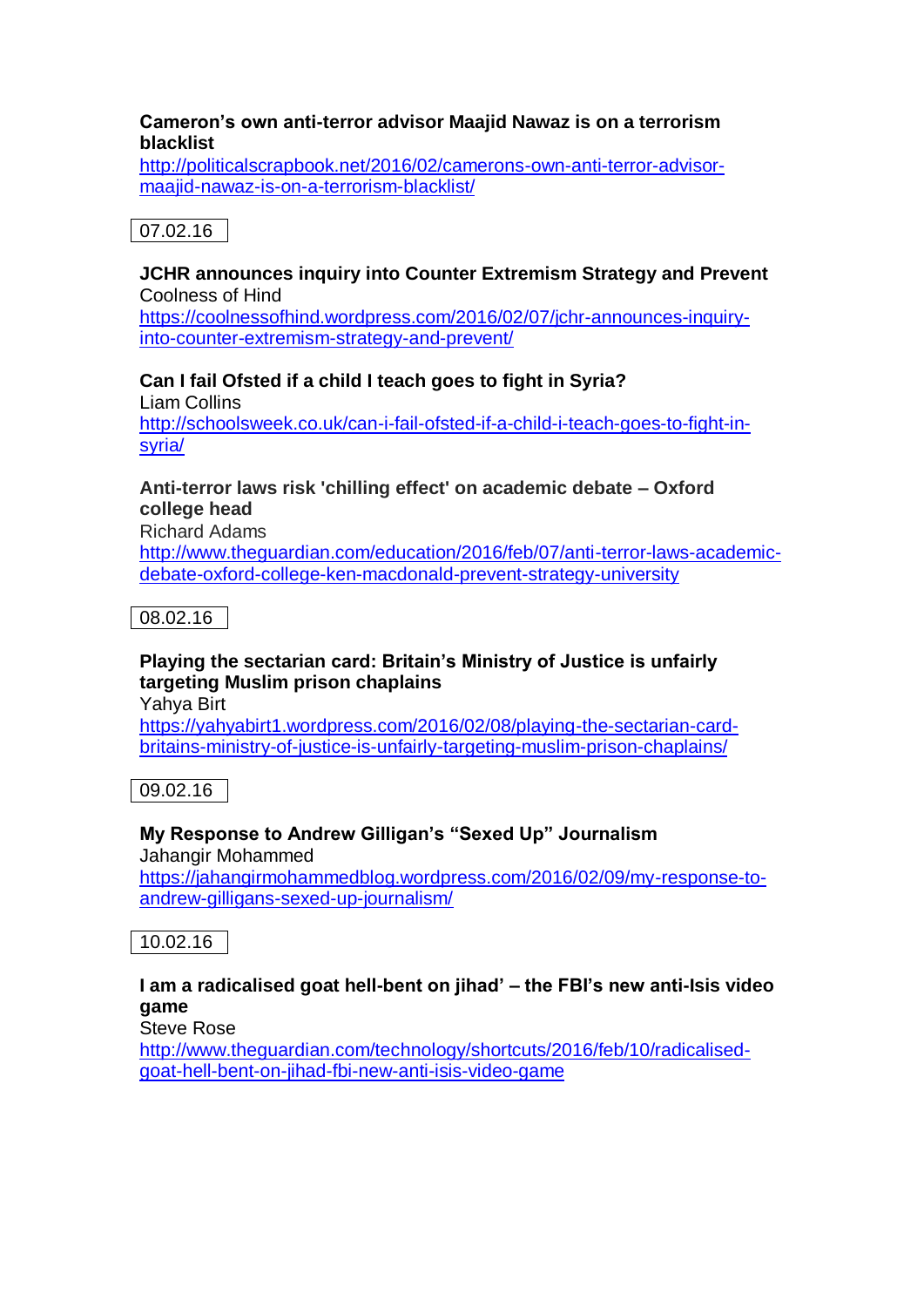**Cameron's own anti-terror advisor Maajid Nawaz is on a terrorism blacklist**
http://politicalscrapbook.net/2016/02/camerons-own-anti-terror-advisor-maajid-nawaz-is-on-a-terrorism-blacklist/

07.02.16

**JCHR announces inquiry into Counter Extremism Strategy and Prevent**
Coolness of Hind
https://coolnessofhind.wordpress.com/2016/02/07/jchr-announces-inquiry-into-counter-extremism-strategy-and-prevent/

**Can I fail Ofsted if a child I teach goes to fight in Syria?**
Liam Collins
http://schoolsweek.co.uk/can-i-fail-ofsted-if-a-child-i-teach-goes-to-fight-in-syria/

**Anti-terror laws risk 'chilling effect' on academic debate – Oxford college head**
Richard Adams
http://www.theguardian.com/education/2016/feb/07/anti-terror-laws-academic-debate-oxford-college-ken-macdonald-prevent-strategy-university

08.02.16

**Playing the sectarian card: Britain's Ministry of Justice is unfairly targeting Muslim prison chaplains**
Yahya Birt
https://yahyabirt1.wordpress.com/2016/02/08/playing-the-sectarian-card-britains-ministry-of-justice-is-unfairly-targeting-muslim-prison-chaplains/

09.02.16

**My Response to Andrew Gilligan's "Sexed Up" Journalism**
Jahangir Mohammed
https://jahangirmohammedblog.wordpress.com/2016/02/09/my-response-to-andrew-gilligans-sexed-up-journalism/

10.02.16

**I am a radicalised goat hell-bent on jihad' – the FBI's new anti-Isis video game**
Steve Rose
http://www.theguardian.com/technology/shortcuts/2016/feb/10/radicalised-goat-hell-bent-on-jihad-fbi-new-anti-isis-video-game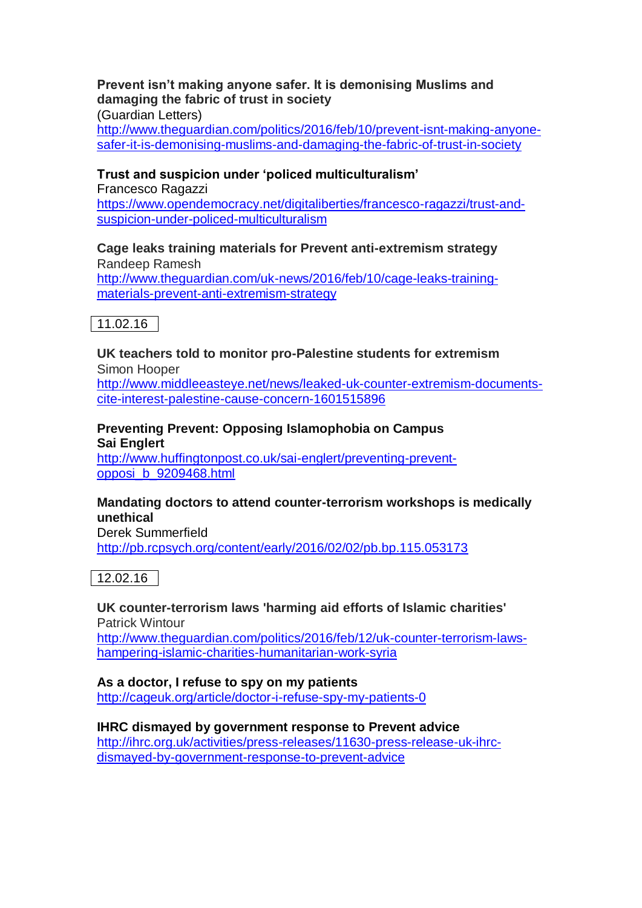**Prevent isn't making anyone safer. It is demonising Muslims and damaging the fabric of trust in society**
(Guardian Letters)
http://www.theguardian.com/politics/2016/feb/10/prevent-isnt-making-anyone-safer-it-is-demonising-muslims-and-damaging-the-fabric-of-trust-in-society

**Trust and suspicion under 'policed multiculturalism'**
Francesco Ragazzi
https://www.opendemocracy.net/digitaliberties/francesco-ragazzi/trust-and-suspicion-under-policed-multiculturalism

**Cage leaks training materials for Prevent anti-extremism strategy**
Randeep Ramesh
http://www.theguardian.com/uk-news/2016/feb/10/cage-leaks-training-materials-prevent-anti-extremism-strategy

11.02.16

**UK teachers told to monitor pro-Palestine students for extremism**
Simon Hooper
http://www.middleeasteye.net/news/leaked-uk-counter-extremism-documents-cite-interest-palestine-cause-concern-1601515896

**Preventing Prevent: Opposing Islamophobia on Campus**
**Sai Englert**
http://www.huffingtonpost.co.uk/sai-englert/preventing-prevent-opposi_b_9209468.html

**Mandating doctors to attend counter-terrorism workshops is medically unethical**
Derek Summerfield
http://pb.rcpsych.org/content/early/2016/02/02/pb.bp.115.053173

12.02.16

**UK counter-terrorism laws 'harming aid efforts of Islamic charities'**
Patrick Wintour
http://www.theguardian.com/politics/2016/feb/12/uk-counter-terrorism-laws-hampering-islamic-charities-humanitarian-work-syria

**As a doctor, I refuse to spy on my patients**
http://cageuk.org/article/doctor-i-refuse-spy-my-patients-0

**IHRC dismayed by government response to Prevent advice**
http://ihrc.org.uk/activities/press-releases/11630-press-release-uk-ihrc-dismayed-by-government-response-to-prevent-advice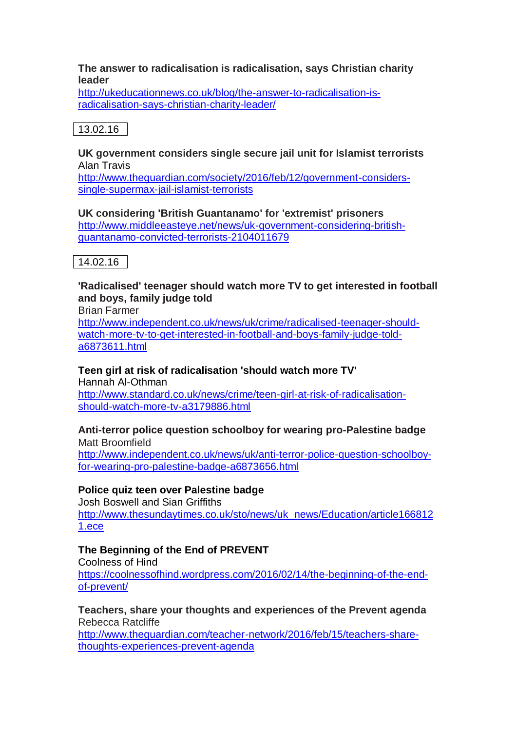**The answer to radicalisation is radicalisation, says Christian charity leader**
http://ukeducationnews.co.uk/blog/the-answer-to-radicalisation-is-radicalisation-says-christian-charity-leader/

13.02.16

**UK government considers single secure jail unit for Islamist terrorists**
Alan Travis
http://www.theguardian.com/society/2016/feb/12/government-considers-single-supermax-jail-islamist-terrorists

**UK considering 'British Guantanamo' for 'extremist' prisoners**
http://www.middleeasteye.net/news/uk-government-considering-british-guantanamo-convicted-terrorists-2104011679

14.02.16

**'Radicalised' teenager should watch more TV to get interested in football and boys, family judge told**
Brian Farmer
http://www.independent.co.uk/news/uk/crime/radicalised-teenager-should-watch-more-tv-to-get-interested-in-football-and-boys-family-judge-told-a6873611.html

**Teen girl at risk of radicalisation 'should watch more TV'**
Hannah Al-Othman
http://www.standard.co.uk/news/crime/teen-girl-at-risk-of-radicalisation-should-watch-more-tv-a3179886.html

**Anti-terror police question schoolboy for wearing pro-Palestine badge**
Matt Broomfield
http://www.independent.co.uk/news/uk/anti-terror-police-question-schoolboy-for-wearing-pro-palestine-badge-a6873656.html

**Police quiz teen over Palestine badge**
Josh Boswell and Sian Griffiths
http://www.thesundaytimes.co.uk/sto/news/uk_news/Education/article1668121.ece

**The Beginning of the End of PREVENT**
Coolness of Hind
https://coolnessofhind.wordpress.com/2016/02/14/the-beginning-of-the-end-of-prevent/

**Teachers, share your thoughts and experiences of the Prevent agenda**
Rebecca Ratcliffe
http://www.theguardian.com/teacher-network/2016/feb/15/teachers-share-thoughts-experiences-prevent-agenda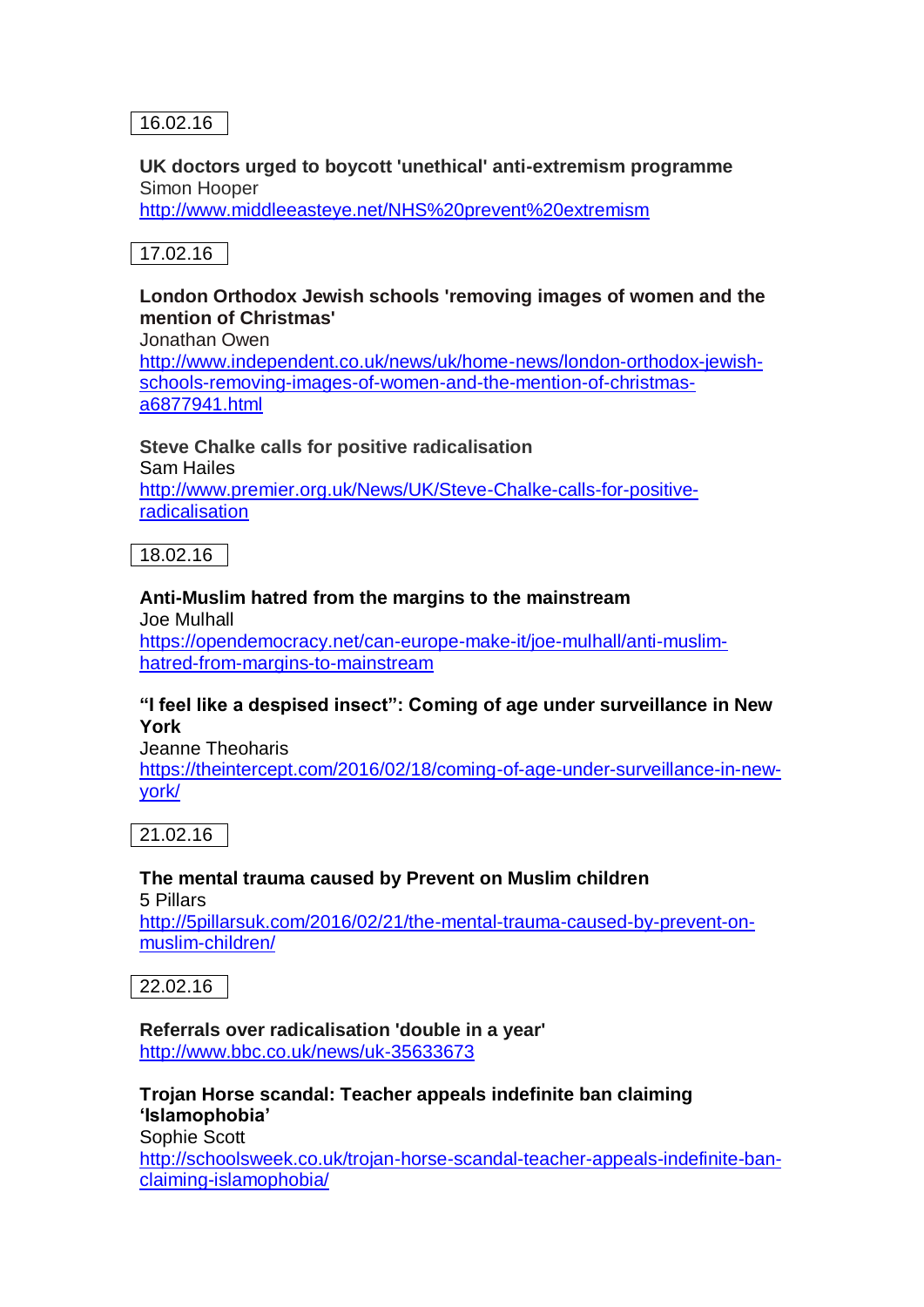16.02.16

**UK doctors urged to boycott 'unethical' anti-extremism programme**
Simon Hooper
http://www.middleeasteye.net/NHS%20prevent%20extremism

17.02.16

**London Orthodox Jewish schools 'removing images of women and the mention of Christmas'**
Jonathan Owen
http://www.independent.co.uk/news/uk/home-news/london-orthodox-jewish-schools-removing-images-of-women-and-the-mention-of-christmas-a6877941.html

**Steve Chalke calls for positive radicalisation**
Sam Hailes
http://www.premier.org.uk/News/UK/Steve-Chalke-calls-for-positive-radicalisation

18.02.16

**Anti-Muslim hatred from the margins to the mainstream**
Joe Mulhall
https://opendemocracy.net/can-europe-make-it/joe-mulhall/anti-muslim-hatred-from-margins-to-mainstream

**"I feel like a despised insect": Coming of age under surveillance in New York**
Jeanne Theoharis
https://theintercept.com/2016/02/18/coming-of-age-under-surveillance-in-new-york/

21.02.16

**The mental trauma caused by Prevent on Muslim children**
5 Pillars
http://5pillarsuk.com/2016/02/21/the-mental-trauma-caused-by-prevent-on-muslim-children/

22.02.16

**Referrals over radicalisation 'double in a year'**
http://www.bbc.co.uk/news/uk-35633673

**Trojan Horse scandal: Teacher appeals indefinite ban claiming 'Islamophobia'**
Sophie Scott
http://schoolsweek.co.uk/trojan-horse-scandal-teacher-appeals-indefinite-ban-claiming-islamophobia/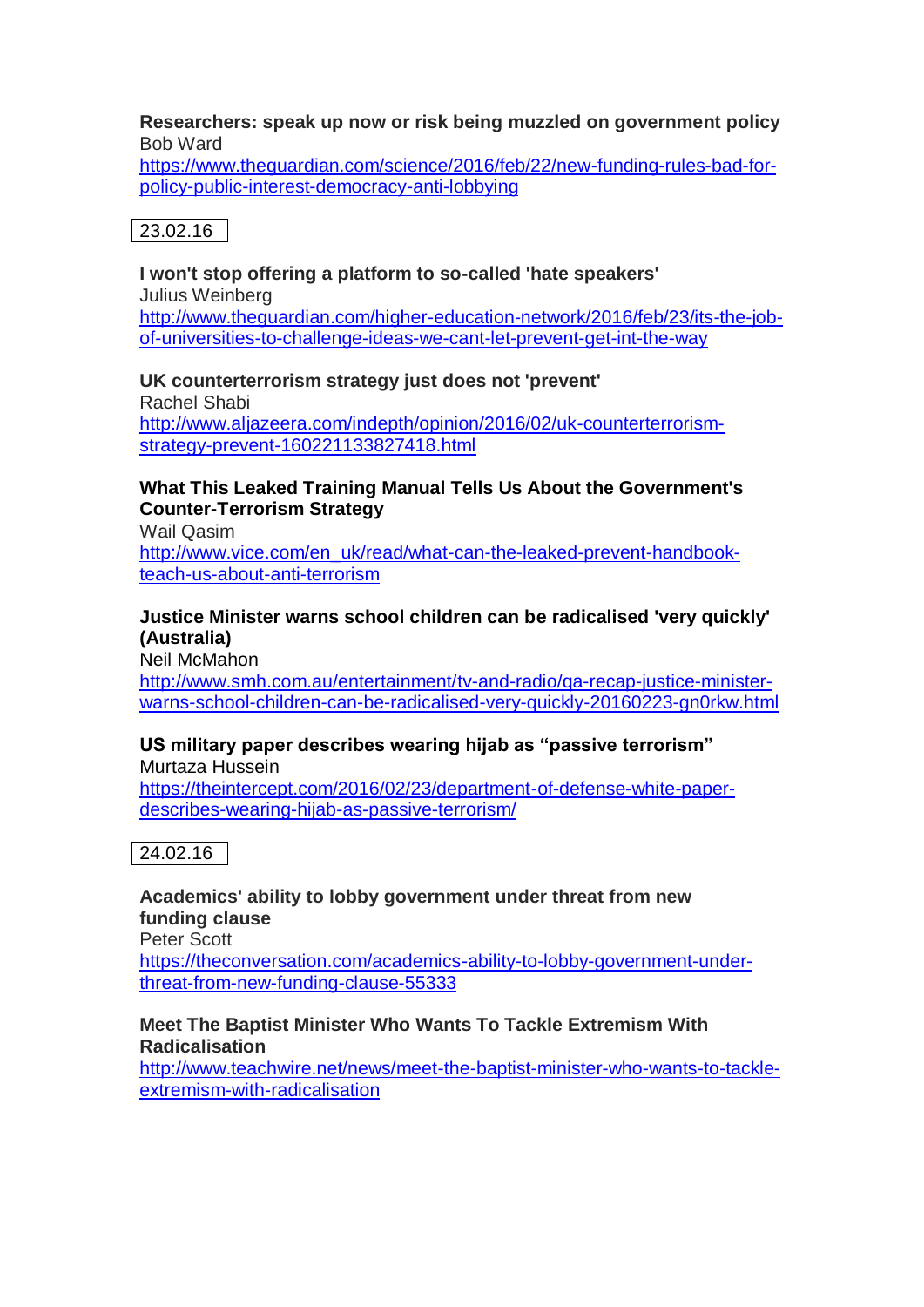**Researchers: speak up now or risk being muzzled on government policy**
Bob Ward
https://www.theguardian.com/science/2016/feb/22/new-funding-rules-bad-for-policy-public-interest-democracy-anti-lobbying

23.02.16

**I won't stop offering a platform to so-called 'hate speakers'**
Julius Weinberg
http://www.theguardian.com/higher-education-network/2016/feb/23/its-the-job-of-universities-to-challenge-ideas-we-cant-let-prevent-get-int-the-way

**UK counterterrorism strategy just does not 'prevent'**
Rachel Shabi
http://www.aljazeera.com/indepth/opinion/2016/02/uk-counterterrorism-strategy-prevent-160221133827418.html

**What This Leaked Training Manual Tells Us About the Government's Counter-Terrorism Strategy**
Wail Qasim
http://www.vice.com/en_uk/read/what-can-the-leaked-prevent-handbook-teach-us-about-anti-terrorism

**Justice Minister warns school children can be radicalised 'very quickly' (Australia)**
Neil McMahon
http://www.smh.com.au/entertainment/tv-and-radio/qa-recap-justice-minister-warns-school-children-can-be-radicalised-very-quickly-20160223-gn0rkw.html

**US military paper describes wearing hijab as "passive terrorism"**
Murtaza Hussein
https://theintercept.com/2016/02/23/department-of-defense-white-paper-describes-wearing-hijab-as-passive-terrorism/

24.02.16

**Academics' ability to lobby government under threat from new funding clause**
Peter Scott
https://theconversation.com/academics-ability-to-lobby-government-under-threat-from-new-funding-clause-55333

**Meet The Baptist Minister Who Wants To Tackle Extremism With Radicalisation**
http://www.teachwire.net/news/meet-the-baptist-minister-who-wants-to-tackle-extremism-with-radicalisation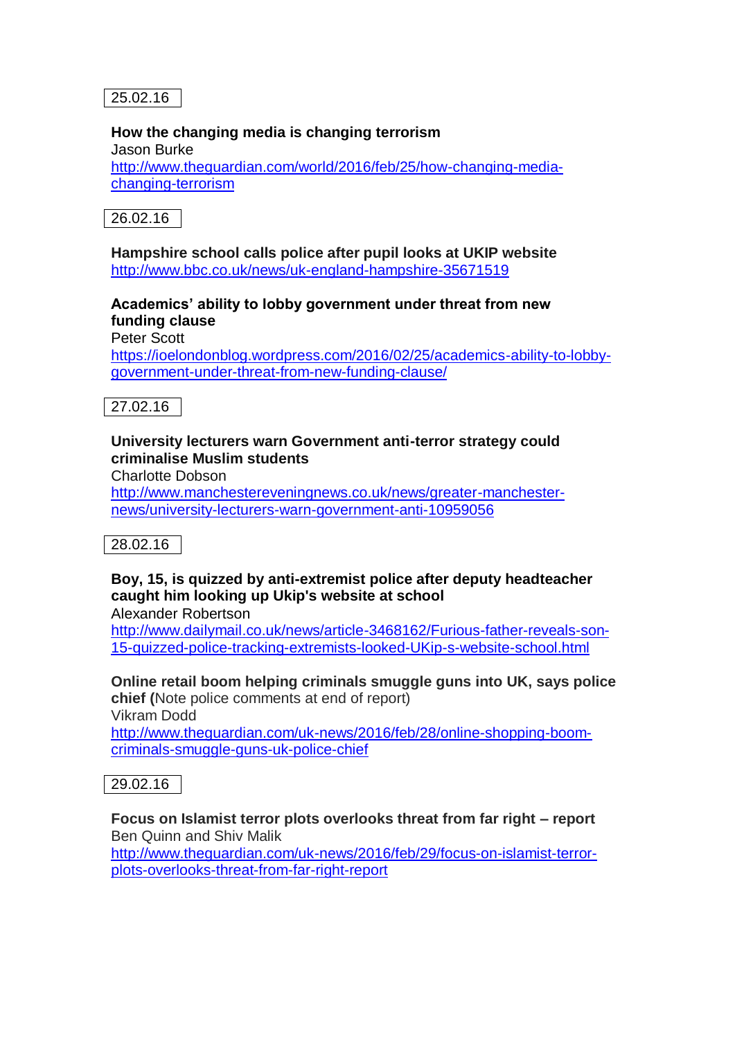25.02.16

**How the changing media is changing terrorism**
Jason Burke
http://www.theguardian.com/world/2016/feb/25/how-changing-media-changing-terrorism

26.02.16

**Hampshire school calls police after pupil looks at UKIP website**
http://www.bbc.co.uk/news/uk-england-hampshire-35671519

**Academics' ability to lobby government under threat from new funding clause**
Peter Scott
https://ioelondonblog.wordpress.com/2016/02/25/academics-ability-to-lobby-government-under-threat-from-new-funding-clause/

27.02.16

**University lecturers warn Government anti-terror strategy could criminalise Muslim students**
Charlotte Dobson
http://www.manchestereveningnews.co.uk/news/greater-manchester-news/university-lecturers-warn-government-anti-10959056

28.02.16

**Boy, 15, is quizzed by anti-extremist police after deputy headteacher caught him looking up Ukip's website at school**
Alexander Robertson
http://www.dailymail.co.uk/news/article-3468162/Furious-father-reveals-son-15-quizzed-police-tracking-extremists-looked-UKip-s-website-school.html

**Online retail boom helping criminals smuggle guns into UK, says police chief (**Note police comments at end of report)
Vikram Dodd
http://www.theguardian.com/uk-news/2016/feb/28/online-shopping-boom-criminals-smuggle-guns-uk-police-chief

29.02.16

**Focus on Islamist terror plots overlooks threat from far right – report**
Ben Quinn and Shiv Malik
http://www.theguardian.com/uk-news/2016/feb/29/focus-on-islamist-terror-plots-overlooks-threat-from-far-right-report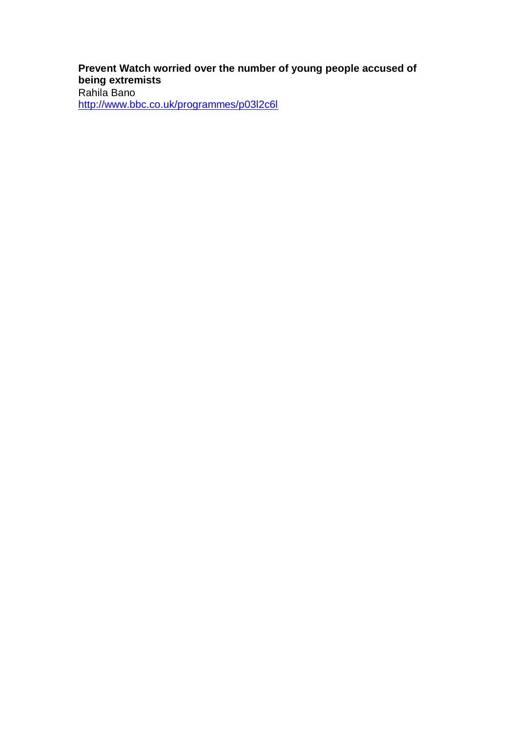**Prevent Watch worried over the number of young people accused of being extremists**
Rahila Bano
http://www.bbc.co.uk/programmes/p03l2c6l